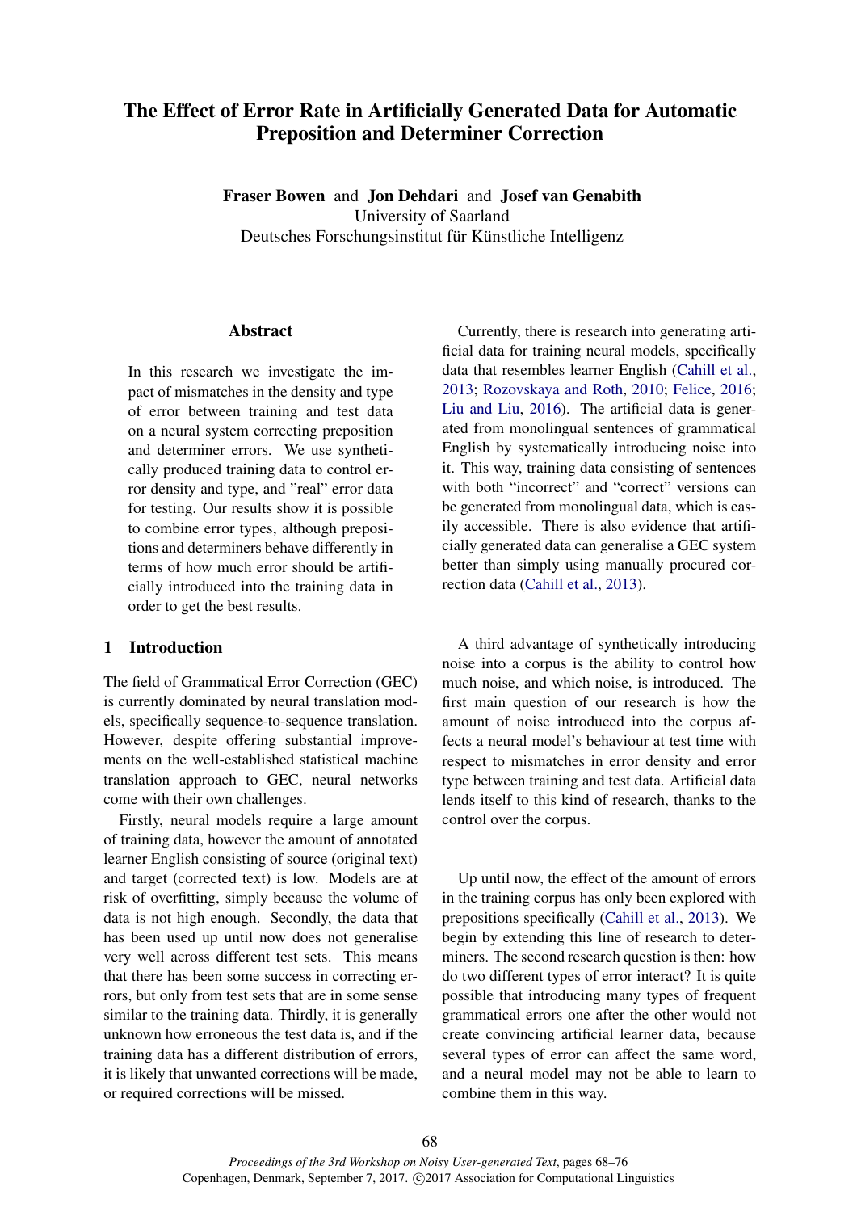# The Effect of Error Rate in Artificially Generated Data for Automatic Preposition and Determiner Correction

**Fraser Bowen** and **Jon Dehdari** and **Josef van Genabith**
University of Saarland
Deutsches Forschungsinstitut für Künstliche Intelligenz

## Abstract

In this research we investigate the impact of mismatches in the density and type of error between training and test data on a neural system correcting preposition and determiner errors. We use synthetically produced training data to control error density and type, and "real" error data for testing. Our results show it is possible to combine error types, although prepositions and determiners behave differently in terms of how much error should be artificially introduced into the training data in order to get the best results.

## 1 Introduction

The field of Grammatical Error Correction (GEC) is currently dominated by neural translation models, specifically sequence-to-sequence translation. However, despite offering substantial improvements on the well-established statistical machine translation approach to GEC, neural networks come with their own challenges.

Firstly, neural models require a large amount of training data, however the amount of annotated learner English consisting of source (original text) and target (corrected text) is low. Models are at risk of overfitting, simply because the volume of data is not high enough. Secondly, the data that has been used up until now does not generalise very well across different test sets. This means that there has been some success in correcting errors, but only from test sets that are in some sense similar to the training data. Thirdly, it is generally unknown how erroneous the test data is, and if the training data has a different distribution of errors, it is likely that unwanted corrections will be made, or required corrections will be missed.

Currently, there is research into generating artificial data for training neural models, specifically data that resembles learner English (Cahill et al., 2013; Rozovskaya and Roth, 2010; Felice, 2016; Liu and Liu, 2016). The artificial data is generated from monolingual sentences of grammatical English by systematically introducing noise into it. This way, training data consisting of sentences with both "incorrect" and "correct" versions can be generated from monolingual data, which is easily accessible. There is also evidence that artificially generated data can generalise a GEC system better than simply using manually procured correction data (Cahill et al., 2013).

A third advantage of synthetically introducing noise into a corpus is the ability to control how much noise, and which noise, is introduced. The first main question of our research is how the amount of noise introduced into the corpus affects a neural model's behaviour at test time with respect to mismatches in error density and error type between training and test data. Artificial data lends itself to this kind of research, thanks to the control over the corpus.

Up until now, the effect of the amount of errors in the training corpus has only been explored with prepositions specifically (Cahill et al., 2013). We begin by extending this line of research to determiners. The second research question is then: how do two different types of error interact? It is quite possible that introducing many types of frequent grammatical errors one after the other would not create convincing artificial learner data, because several types of error can affect the same word, and a neural model may not be able to learn to combine them in this way.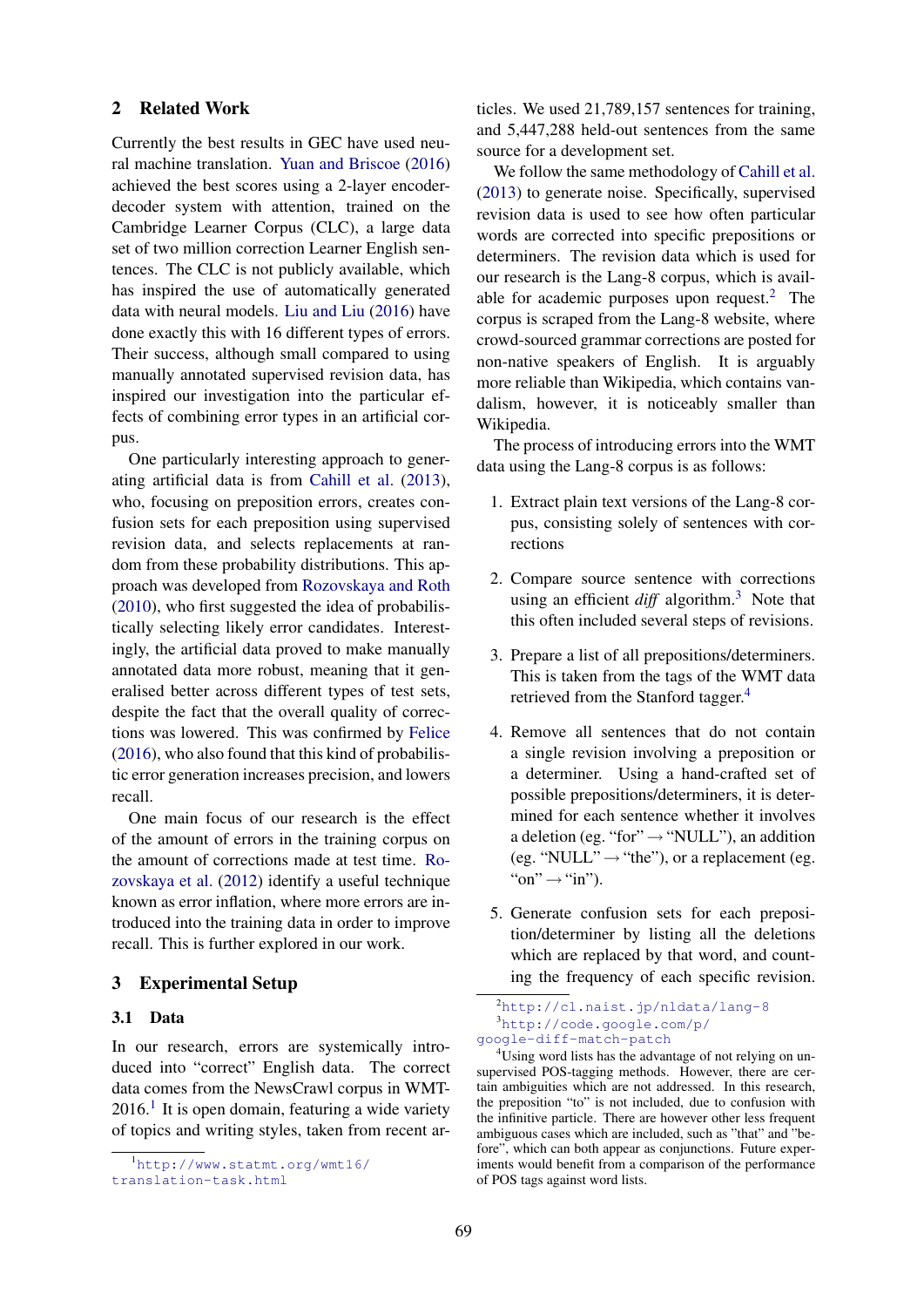## 2 Related Work

Currently the best results in GEC have used neural machine translation. Yuan and Briscoe (2016) achieved the best scores using a 2-layer encoder-decoder system with attention, trained on the Cambridge Learner Corpus (CLC), a large data set of two million correction Learner English sentences. The CLC is not publicly available, which has inspired the use of automatically generated data with neural models. Liu and Liu (2016) have done exactly this with 16 different types of errors. Their success, although small compared to using manually annotated supervised revision data, has inspired our investigation into the particular effects of combining error types in an artificial corpus.

One particularly interesting approach to generating artificial data is from Cahill et al. (2013), who, focusing on preposition errors, creates confusion sets for each preposition using supervised revision data, and selects replacements at random from these probability distributions. This approach was developed from Rozovskaya and Roth (2010), who first suggested the idea of probabilistically selecting likely error candidates. Interestingly, the artificial data proved to make manually annotated data more robust, meaning that it generalised better across different types of test sets, despite the fact that the overall quality of corrections was lowered. This was confirmed by Felice (2016), who also found that this kind of probabilistic error generation increases precision, and lowers recall.

One main focus of our research is the effect of the amount of errors in the training corpus on the amount of corrections made at test time. Rozovskaya et al. (2012) identify a useful technique known as error inflation, where more errors are introduced into the training data in order to improve recall. This is further explored in our work.

## 3 Experimental Setup

### 3.1 Data

In our research, errors are systemically introduced into "correct" English data. The correct data comes from the NewsCrawl corpus in WMT-2016.[1] It is open domain, featuring a wide variety of topics and writing styles, taken from recent articles. We used 21,789,157 sentences for training, and 5,447,288 held-out sentences from the same source for a development set.

We follow the same methodology of Cahill et al. (2013) to generate noise. Specifically, supervised revision data is used to see how often particular words are corrected into specific prepositions or determiners. The revision data which is used for our research is the Lang-8 corpus, which is available for academic purposes upon request.[2] The corpus is scraped from the Lang-8 website, where crowd-sourced grammar corrections are posted for non-native speakers of English. It is arguably more reliable than Wikipedia, which contains vandalism, however, it is noticeably smaller than Wikipedia.

The process of introducing errors into the WMT data using the Lang-8 corpus is as follows:

1. Extract plain text versions of the Lang-8 corpus, consisting solely of sentences with corrections

2. Compare source sentence with corrections using an efficient *diff* algorithm.[3] Note that this often included several steps of revisions.

3. Prepare a list of all prepositions/determiners. This is taken from the tags of the WMT data retrieved from the Stanford tagger.[4]

4. Remove all sentences that do not contain a single revision involving a preposition or a determiner. Using a hand-crafted set of possible prepositions/determiners, it is determined for each sentence whether it involves a deletion (eg. "for" → "NULL"), an addition (eg. "NULL" → "the"), or a replacement (eg. "on" → "in").

5. Generate confusion sets for each preposition/determiner by listing all the deletions which are replaced by that word, and counting the frequency of each specific revision.

[1] http://www.statmt.org/wmt16/translation-task.html

[2] http://cl.naist.jp/nldata/lang-8

[3] http://code.google.com/p/google-diff-match-patch

[4] Using word lists has the advantage of not relying on unsupervised POS-tagging methods. However, there are certain ambiguities which are not addressed. In this research, the preposition "to" is not included, due to confusion with the infinitive particle. There are however other less frequent ambiguous cases which are included, such as "that" and "before", which can both appear as conjunctions. Future experiments would benefit from a comparison of the performance of POS tags against word lists.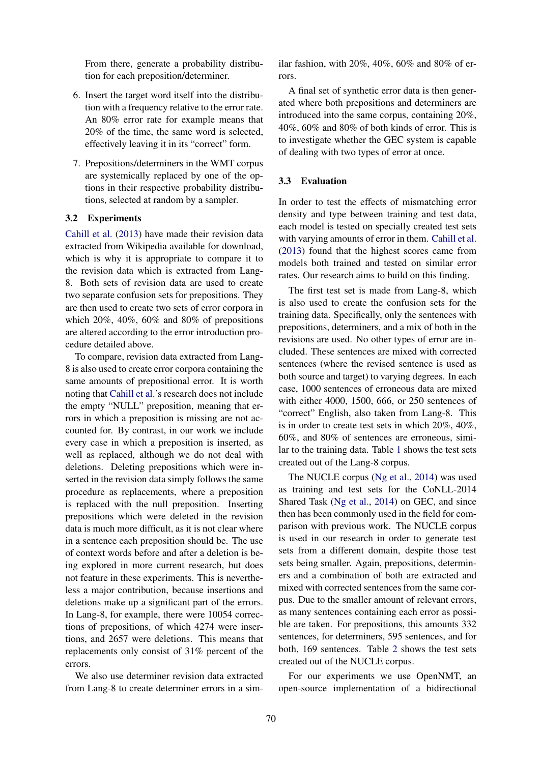From there, generate a probability distribution for each preposition/determiner.

6. Insert the target word itself into the distribution with a frequency relative to the error rate. An 80% error rate for example means that 20% of the time, the same word is selected, effectively leaving it in its "correct" form.

7. Prepositions/determiners in the WMT corpus are systemically replaced by one of the options in their respective probability distributions, selected at random by a sampler.

### 3.2 Experiments

Cahill et al. (2013) have made their revision data extracted from Wikipedia available for download, which is why it is appropriate to compare it to the revision data which is extracted from Lang-8. Both sets of revision data are used to create two separate confusion sets for prepositions. They are then used to create two sets of error corpora in which 20%, 40%, 60% and 80% of prepositions are altered according to the error introduction procedure detailed above.

To compare, revision data extracted from Lang-8 is also used to create error corpora containing the same amounts of prepositional error. It is worth noting that Cahill et al.'s research does not include the empty "NULL" preposition, meaning that errors in which a preposition is missing are not accounted for. By contrast, in our work we include every case in which a preposition is inserted, as well as replaced, although we do not deal with deletions. Deleting prepositions which were inserted in the revision data simply follows the same procedure as replacements, where a preposition is replaced with the null preposition. Inserting prepositions which were deleted in the revision data is much more difficult, as it is not clear where in a sentence each preposition should be. The use of context words before and after a deletion is being explored in more current research, but does not feature in these experiments. This is nevertheless a major contribution, because insertions and deletions make up a significant part of the errors. In Lang-8, for example, there were 10054 corrections of prepositions, of which 4274 were insertions, and 2657 were deletions. This means that replacements only consist of 31% percent of the errors.

We also use determiner revision data extracted from Lang-8 to create determiner errors in a similar fashion, with 20%, 40%, 60% and 80% of errors.

A final set of synthetic error data is then generated where both prepositions and determiners are introduced into the same corpus, containing 20%, 40%, 60% and 80% of both kinds of error. This is to investigate whether the GEC system is capable of dealing with two types of error at once.

### 3.3 Evaluation

In order to test the effects of mismatching error density and type between training and test data, each model is tested on specially created test sets with varying amounts of error in them. Cahill et al. (2013) found that the highest scores came from models both trained and tested on similar error rates. Our research aims to build on this finding.

The first test set is made from Lang-8, which is also used to create the confusion sets for the training data. Specifically, only the sentences with prepositions, determiners, and a mix of both in the revisions are used. No other types of error are included. These sentences are mixed with corrected sentences (where the revised sentence is used as both source and target) to varying degrees. In each case, 1000 sentences of erroneous data are mixed with either 4000, 1500, 666, or 250 sentences of "correct" English, also taken from Lang-8. This is in order to create test sets in which 20%, 40%, 60%, and 80% of sentences are erroneous, similar to the training data. Table 1 shows the test sets created out of the Lang-8 corpus.

The NUCLE corpus (Ng et al., 2014) was used as training and test sets for the CoNLL-2014 Shared Task (Ng et al., 2014) on GEC, and since then has been commonly used in the field for comparison with previous work. The NUCLE corpus is used in our research in order to generate test sets from a different domain, despite those test sets being smaller. Again, prepositions, determiners and a combination of both are extracted and mixed with corrected sentences from the same corpus. Due to the smaller amount of relevant errors, as many sentences containing each error as possible are taken. For prepositions, this amounts 332 sentences, for determiners, 595 sentences, and for both, 169 sentences. Table 2 shows the test sets created out of the NUCLE corpus.

For our experiments we use OpenNMT, an open-source implementation of a bidirectional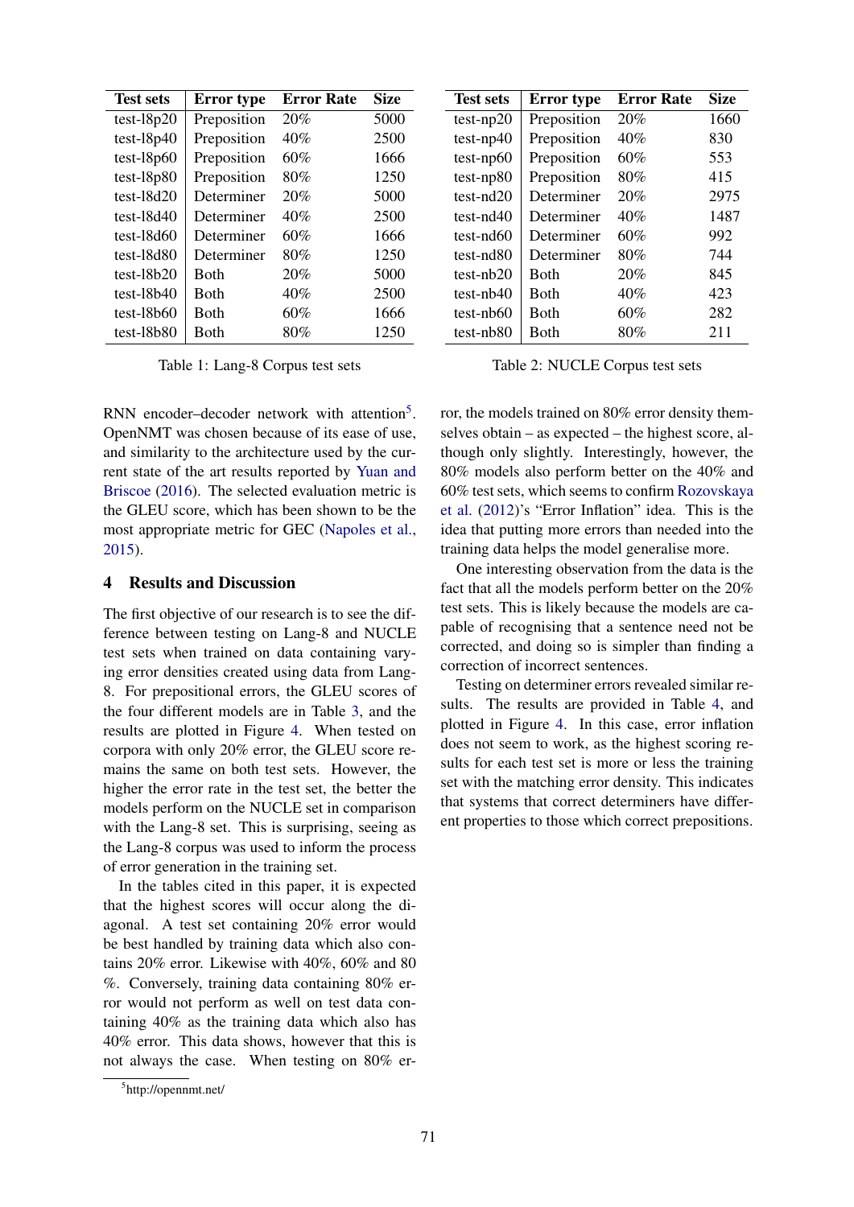| Test sets | Error type | Error Rate | Size |
|---|---|---|---|
| test-l8p20 | Preposition | 20% | 5000 |
| test-l8p40 | Preposition | 40% | 2500 |
| test-l8p60 | Preposition | 60% | 1666 |
| test-l8p80 | Preposition | 80% | 1250 |
| test-l8d20 | Determiner | 20% | 5000 |
| test-l8d40 | Determiner | 40% | 2500 |
| test-l8d60 | Determiner | 60% | 1666 |
| test-l8d80 | Determiner | 80% | 1250 |
| test-l8b20 | Both | 20% | 5000 |
| test-l8b40 | Both | 40% | 2500 |
| test-l8b60 | Both | 60% | 1666 |
| test-l8b80 | Both | 80% | 1250 |

Table 1: Lang-8 Corpus test sets

| Test sets | Error type | Error Rate | Size |
|---|---|---|---|
| test-np20 | Preposition | 20% | 1660 |
| test-np40 | Preposition | 40% | 830 |
| test-np60 | Preposition | 60% | 553 |
| test-np80 | Preposition | 80% | 415 |
| test-nd20 | Determiner | 20% | 2975 |
| test-nd40 | Determiner | 40% | 1487 |
| test-nd60 | Determiner | 60% | 992 |
| test-nd80 | Determiner | 80% | 744 |
| test-nb20 | Both | 20% | 845 |
| test-nb40 | Both | 40% | 423 |
| test-nb60 | Both | 60% | 282 |
| test-nb80 | Both | 80% | 211 |

Table 2: NUCLE Corpus test sets

RNN encoder–decoder network with attention[5]. OpenNMT was chosen because of its ease of use, and similarity to the architecture used by the current state of the art results reported by Yuan and Briscoe (2016). The selected evaluation metric is the GLEU score, which has been shown to be the most appropriate metric for GEC (Napoles et al., 2015).

## 4 Results and Discussion

The first objective of our research is to see the difference between testing on Lang-8 and NUCLE test sets when trained on data containing varying error densities created using data from Lang-8. For prepositional errors, the GLEU scores of the four different models are in Table 3, and the results are plotted in Figure 4. When tested on corpora with only 20% error, the GLEU score remains the same on both test sets. However, the higher the error rate in the test set, the better the models perform on the NUCLE set in comparison with the Lang-8 set. This is surprising, seeing as the Lang-8 corpus was used to inform the process of error generation in the training set.

In the tables cited in this paper, it is expected that the highest scores will occur along the diagonal. A test set containing 20% error would be best handled by training data which also contains 20% error. Likewise with 40%, 60% and 80 %. Conversely, training data containing 80% error would not perform as well on test data containing 40% as the training data which also has 40% error. This data shows, however that this is not always the case. When testing on 80% error, the models trained on 80% error density themselves obtain – as expected – the highest score, although only slightly. Interestingly, however, the 80% models also perform better on the 40% and 60% test sets, which seems to confirm Rozovskaya et al. (2012)'s "Error Inflation" idea. This is the idea that putting more errors than needed into the training data helps the model generalise more.

One interesting observation from the data is the fact that all the models perform better on the 20% test sets. This is likely because the models are capable of recognising that a sentence need not be corrected, and doing so is simpler than finding a correction of incorrect sentences.

Testing on determiner errors revealed similar results. The results are provided in Table 4, and plotted in Figure 4. In this case, error inflation does not seem to work, as the highest scoring results for each test set is more or less the training set with the matching error density. This indicates that systems that correct determiners have different properties to those which correct prepositions.

[5] http://opennmt.net/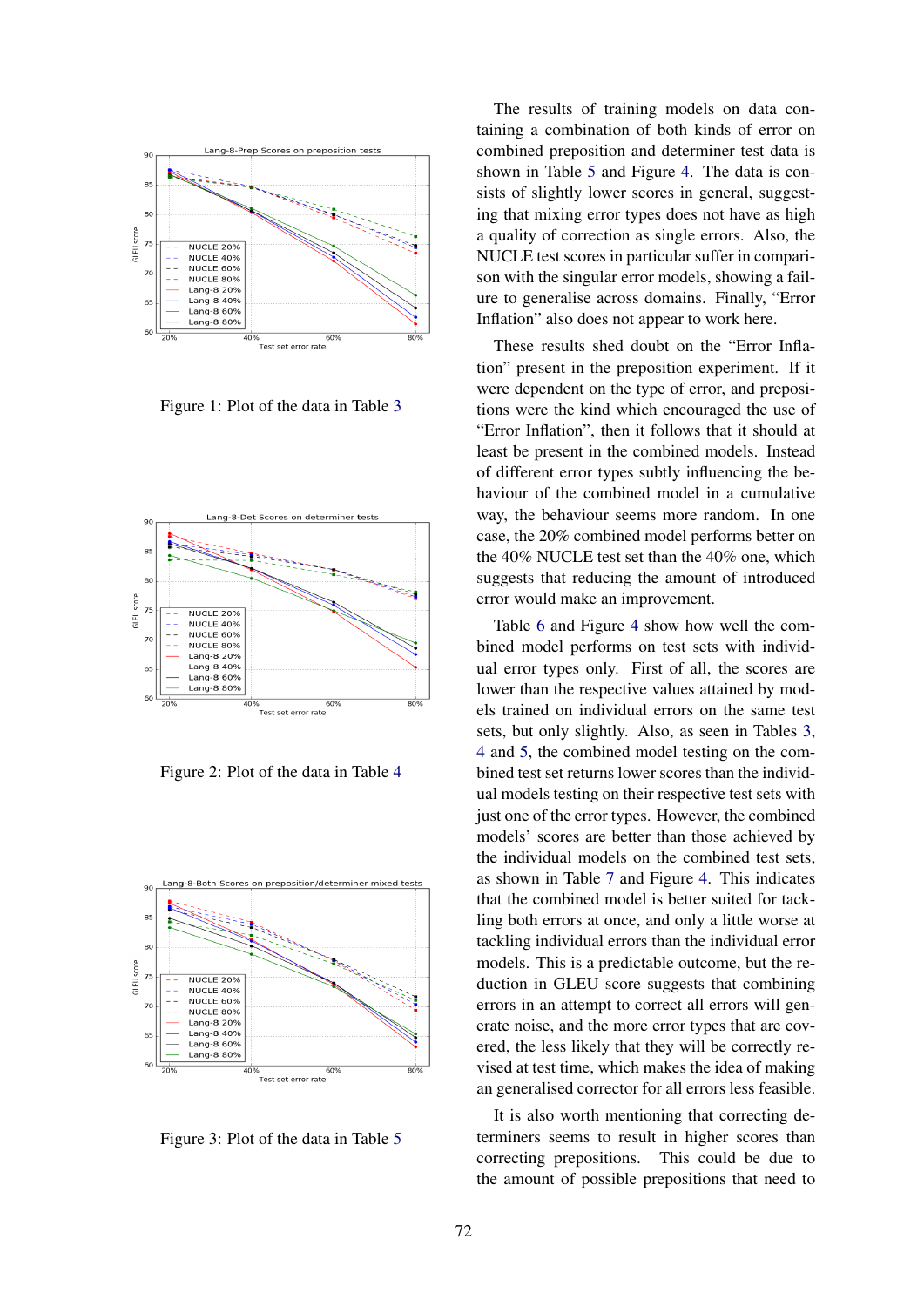Figure 1: Plot of the data in Table 3

Figure 2: Plot of the data in Table 4

Figure 3: Plot of the data in Table 5

The results of training models on data containing a combination of both kinds of error on combined preposition and determiner test data is shown in Table 5 and Figure 4. The data is consists of slightly lower scores in general, suggesting that mixing error types does not have as high a quality of correction as single errors. Also, the NUCLE test scores in particular suffer in comparison with the singular error models, showing a failure to generalise across domains. Finally, "Error Inflation" also does not appear to work here.

These results shed doubt on the "Error Inflation" present in the preposition experiment. If it were dependent on the type of error, and prepositions were the kind which encouraged the use of "Error Inflation", then it follows that it should at least be present in the combined models. Instead of different error types subtly influencing the behaviour of the combined model in a cumulative way, the behaviour seems more random. In one case, the 20% combined model performs better on the 40% NUCLE test set than the 40% one, which suggests that reducing the amount of introduced error would make an improvement.

Table 6 and Figure 4 show how well the combined model performs on test sets with individual error types only. First of all, the scores are lower than the respective values attained by models trained on individual errors on the same test sets, but only slightly. Also, as seen in Tables 3, 4 and 5, the combined model testing on the combined test set returns lower scores than the individual models testing on their respective test sets with just one of the error types. However, the combined models' scores are better than those achieved by the individual models on the combined test sets, as shown in Table 7 and Figure 4. This indicates that the combined model is better suited for tackling both errors at once, and only a little worse at tackling individual errors than the individual error models. This is a predictable outcome, but the reduction in GLEU score suggests that combining errors in an attempt to correct all errors will generate noise, and the more error types that are covered, the less likely that they will be correctly revised at test time, which makes the idea of making an generalised corrector for all errors less feasible.

It is also worth mentioning that correcting determiners seems to result in higher scores than correcting prepositions. This could be due to the amount of possible prepositions that need to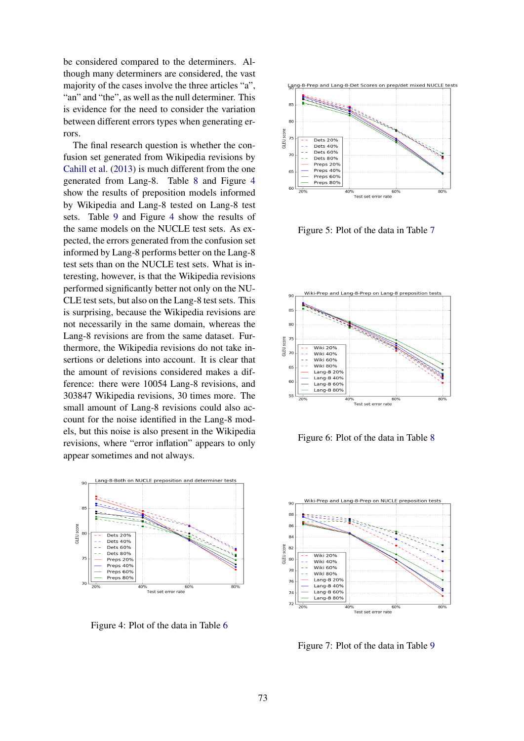be considered compared to the determiners. Although many determiners are considered, the vast majority of the cases involve the three articles "a", "an" and "the", as well as the null determiner. This is evidence for the need to consider the variation between different errors types when generating errors.

The final research question is whether the confusion set generated from Wikipedia revisions by Cahill et al. (2013) is much different from the one generated from Lang-8. Table 8 and Figure 4 show the results of preposition models informed by Wikipedia and Lang-8 tested on Lang-8 test sets. Table 9 and Figure 4 show the results of the same models on the NUCLE test sets. As expected, the errors generated from the confusion set informed by Lang-8 performs better on the Lang-8 test sets than on the NUCLE test sets. What is interesting, however, is that the Wikipedia revisions performed significantly better not only on the NUCLE test sets, but also on the Lang-8 test sets. This is surprising, because the Wikipedia revisions are not necessarily in the same domain, whereas the Lang-8 revisions are from the same dataset. Furthermore, the Wikipedia revisions do not take insertions or deletions into account. It is clear that the amount of revisions considered makes a difference: there were 10054 Lang-8 revisions, and 303847 Wikipedia revisions, 30 times more. The small amount of Lang-8 revisions could also account for the noise identified in the Lang-8 models, but this noise is also present in the Wikipedia revisions, where "error inflation" appears to only appear sometimes and not always.

Figure 4: Plot of the data in Table 6

Figure 5: Plot of the data in Table 7

Figure 6: Plot of the data in Table 8

Figure 7: Plot of the data in Table 9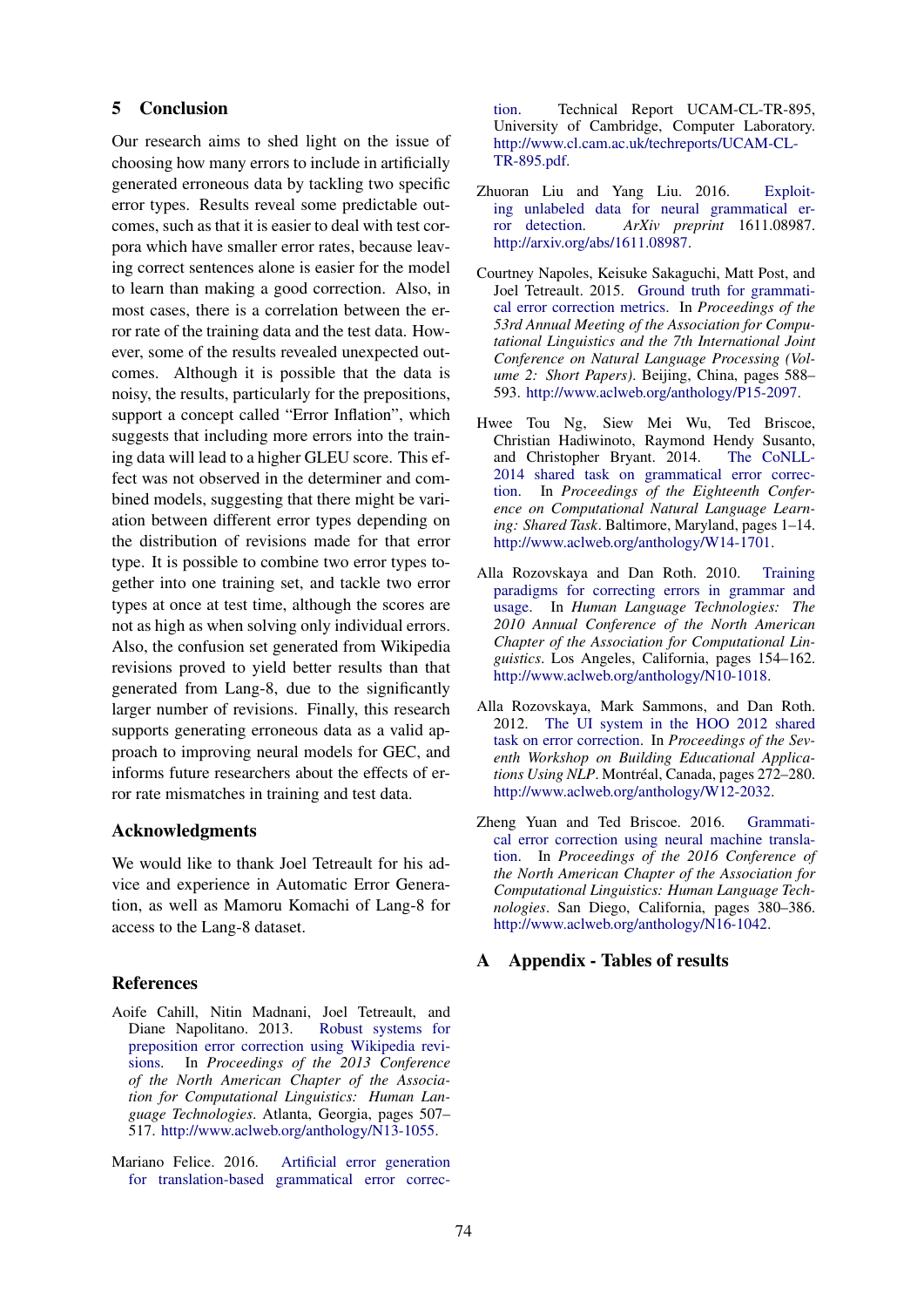## 5 Conclusion

Our research aims to shed light on the issue of choosing how many errors to include in artificially generated erroneous data by tackling two specific error types. Results reveal some predictable outcomes, such as that it is easier to deal with test corpora which have smaller error rates, because leaving correct sentences alone is easier for the model to learn than making a good correction. Also, in most cases, there is a correlation between the error rate of the training data and the test data. However, some of the results revealed unexpected outcomes. Although it is possible that the data is noisy, the results, particularly for the prepositions, support a concept called "Error Inflation", which suggests that including more errors into the training data will lead to a higher GLEU score. This effect was not observed in the determiner and combined models, suggesting that there might be variation between different error types depending on the distribution of revisions made for that error type. It is possible to combine two error types together into one training set, and tackle two error types at once at test time, although the scores are not as high as when solving only individual errors. Also, the confusion set generated from Wikipedia revisions proved to yield better results than that generated from Lang-8, due to the significantly larger number of revisions. Finally, this research supports generating erroneous data as a valid approach to improving neural models for GEC, and informs future researchers about the effects of error rate mismatches in training and test data.

## Acknowledgments

We would like to thank Joel Tetreault for his advice and experience in Automatic Error Generation, as well as Mamoru Komachi of Lang-8 for access to the Lang-8 dataset.

## References

Aoife Cahill, Nitin Madnani, Joel Tetreault, and Diane Napolitano. 2013. Robust systems for preposition error correction using Wikipedia revisions. In *Proceedings of the 2013 Conference of the North American Chapter of the Association for Computational Linguistics: Human Language Technologies*. Atlanta, Georgia, pages 507–517. http://www.aclweb.org/anthology/N13-1055.

Mariano Felice. 2016. Artificial error generation for translation-based grammatical error correction. Technical Report UCAM-CL-TR-895, University of Cambridge, Computer Laboratory. http://www.cl.cam.ac.uk/techreports/UCAM-CL-TR-895.pdf.

Zhuoran Liu and Yang Liu. 2016. Exploiting unlabeled data for neural grammatical error detection. *ArXiv preprint* 1611.08987. http://arxiv.org/abs/1611.08987.

Courtney Napoles, Keisuke Sakaguchi, Matt Post, and Joel Tetreault. 2015. Ground truth for grammatical error correction metrics. In *Proceedings of the 53rd Annual Meeting of the Association for Computational Linguistics and the 7th International Joint Conference on Natural Language Processing (Volume 2: Short Papers)*. Beijing, China, pages 588–593. http://www.aclweb.org/anthology/P15-2097.

Hwee Tou Ng, Siew Mei Wu, Ted Briscoe, Christian Hadiwinoto, Raymond Hendy Susanto, and Christopher Bryant. 2014. The CoNLL-2014 shared task on grammatical error correction. In *Proceedings of the Eighteenth Conference on Computational Natural Language Learning: Shared Task*. Baltimore, Maryland, pages 1–14. http://www.aclweb.org/anthology/W14-1701.

Alla Rozovskaya and Dan Roth. 2010. Training paradigms for correcting errors in grammar and usage. In *Human Language Technologies: The 2010 Annual Conference of the North American Chapter of the Association for Computational Linguistics*. Los Angeles, California, pages 154–162. http://www.aclweb.org/anthology/N10-1018.

Alla Rozovskaya, Mark Sammons, and Dan Roth. 2012. The UI system in the HOO 2012 shared task on error correction. In *Proceedings of the Seventh Workshop on Building Educational Applications Using NLP*. Montréal, Canada, pages 272–280. http://www.aclweb.org/anthology/W12-2032.

Zheng Yuan and Ted Briscoe. 2016. Grammatical error correction using neural machine translation. In *Proceedings of the 2016 Conference of the North American Chapter of the Association for Computational Linguistics: Human Language Technologies*. San Diego, California, pages 380–386. http://www.aclweb.org/anthology/N16-1042.

## A Appendix - Tables of results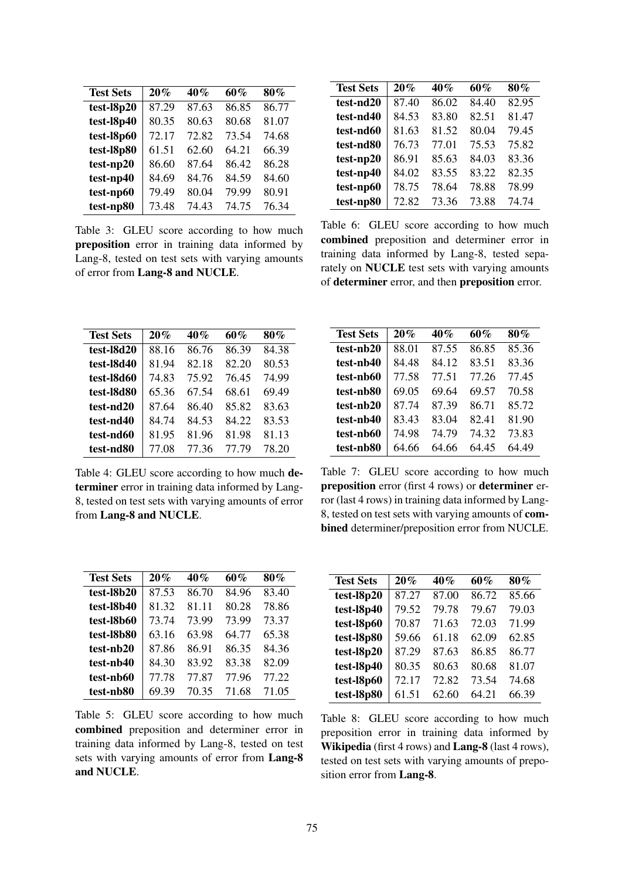| Test Sets | 20% | 40% | 60% | 80% |
|---|---|---|---|---|
| **test-l8p20** | 87.29 | 87.63 | 86.85 | 86.77 |
| **test-l8p40** | 80.35 | 80.63 | 80.68 | 81.07 |
| **test-l8p60** | 72.17 | 72.82 | 73.54 | 74.68 |
| **test-l8p80** | 61.51 | 62.60 | 64.21 | 66.39 |
| **test-np20** | 86.60 | 87.64 | 86.42 | 86.28 |
| **test-np40** | 84.69 | 84.76 | 84.59 | 84.60 |
| **test-np60** | 79.49 | 80.04 | 79.99 | 80.91 |
| **test-np80** | 73.48 | 74.43 | 74.75 | 76.34 |

Table 3: GLEU score according to how much **preposition** error in training data informed by Lang-8, tested on test sets with varying amounts of error from **Lang-8 and NUCLE**.

| Test Sets | 20% | 40% | 60% | 80% |
|---|---|---|---|---|
| **test-l8d20** | 88.16 | 86.76 | 86.39 | 84.38 |
| **test-l8d40** | 81.94 | 82.18 | 82.20 | 80.53 |
| **test-l8d60** | 74.83 | 75.92 | 76.45 | 74.99 |
| **test-l8d80** | 65.36 | 67.54 | 68.61 | 69.49 |
| **test-nd20** | 87.64 | 86.40 | 85.82 | 83.63 |
| **test-nd40** | 84.74 | 84.53 | 84.22 | 83.53 |
| **test-nd60** | 81.95 | 81.96 | 81.98 | 81.13 |
| **test-nd80** | 77.08 | 77.36 | 77.79 | 78.20 |

Table 4: GLEU score according to how much **determiner** error in training data informed by Lang-8, tested on test sets with varying amounts of error from **Lang-8 and NUCLE**.

| Test Sets | 20% | 40% | 60% | 80% |
|---|---|---|---|---|
| **test-l8b20** | 87.53 | 86.70 | 84.96 | 83.40 |
| **test-l8b40** | 81.32 | 81.11 | 80.28 | 78.86 |
| **test-l8b60** | 73.74 | 73.99 | 73.99 | 73.37 |
| **test-l8b80** | 63.16 | 63.98 | 64.77 | 65.38 |
| **test-nb20** | 87.86 | 86.91 | 86.35 | 84.36 |
| **test-nb40** | 84.30 | 83.92 | 83.38 | 82.09 |
| **test-nb60** | 77.78 | 77.87 | 77.96 | 77.22 |
| **test-nb80** | 69.39 | 70.35 | 71.68 | 71.05 |

Table 5: GLEU score according to how much **combined** preposition and determiner error in training data informed by Lang-8, tested on test sets with varying amounts of error from **Lang-8 and NUCLE**.

| Test Sets | 20% | 40% | 60% | 80% |
|---|---|---|---|---|
| **test-nd20** | 87.40 | 86.02 | 84.40 | 82.95 |
| **test-nd40** | 84.53 | 83.80 | 82.51 | 81.47 |
| **test-nd60** | 81.63 | 81.52 | 80.04 | 79.45 |
| **test-nd80** | 76.73 | 77.01 | 75.53 | 75.82 |
| **test-np20** | 86.91 | 85.63 | 84.03 | 83.36 |
| **test-np40** | 84.02 | 83.55 | 83.22 | 82.35 |
| **test-np60** | 78.75 | 78.64 | 78.88 | 78.99 |
| **test-np80** | 72.82 | 73.36 | 73.88 | 74.74 |

Table 6: GLEU score according to how much **combined** preposition and determiner error in training data informed by Lang-8, tested separately on **NUCLE** test sets with varying amounts of **determiner** error, and then **preposition** error.

| Test Sets | 20% | 40% | 60% | 80% |
|---|---|---|---|---|
| **test-nb20** | 88.01 | 87.55 | 86.85 | 85.36 |
| **test-nb40** | 84.48 | 84.12 | 83.51 | 83.36 |
| **test-nb60** | 77.58 | 77.51 | 77.26 | 77.45 |
| **test-nb80** | 69.05 | 69.64 | 69.57 | 70.58 |
| **test-nb20** | 87.74 | 87.39 | 86.71 | 85.72 |
| **test-nb40** | 83.43 | 83.04 | 82.41 | 81.90 |
| **test-nb60** | 74.98 | 74.79 | 74.32 | 73.83 |
| **test-nb80** | 64.66 | 64.66 | 64.45 | 64.49 |

Table 7: GLEU score according to how much **preposition** error (first 4 rows) or **determiner** error (last 4 rows) in training data informed by Lang-8, tested on test sets with varying amounts of **combined** determiner/preposition error from NUCLE.

| Test Sets | 20% | 40% | 60% | 80% |
|---|---|---|---|---|
| **test-l8p20** | 87.27 | 87.00 | 86.72 | 85.66 |
| **test-l8p40** | 79.52 | 79.78 | 79.67 | 79.03 |
| **test-l8p60** | 70.87 | 71.63 | 72.03 | 71.99 |
| **test-l8p80** | 59.66 | 61.18 | 62.09 | 62.85 |
| **test-l8p20** | 87.29 | 87.63 | 86.85 | 86.77 |
| **test-l8p40** | 80.35 | 80.63 | 80.68 | 81.07 |
| **test-l8p60** | 72.17 | 72.82 | 73.54 | 74.68 |
| **test-l8p80** | 61.51 | 62.60 | 64.21 | 66.39 |

Table 8: GLEU score according to how much preposition error in training data informed by **Wikipedia** (first 4 rows) and **Lang-8** (last 4 rows), tested on test sets with varying amounts of preposition error from **Lang-8**.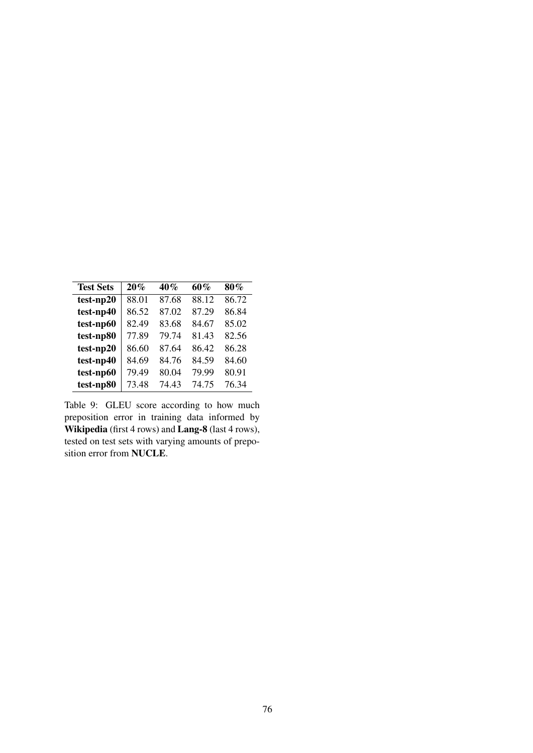| **Test Sets** | **20%** | **40%** | **60%** | **80%** |
| --- | --- | --- | --- | --- |
| **test-np20** | 88.01 | 87.68 | 88.12 | 86.72 |
| **test-np40** | 86.52 | 87.02 | 87.29 | 86.84 |
| **test-np60** | 82.49 | 83.68 | 84.67 | 85.02 |
| **test-np80** | 77.89 | 79.74 | 81.43 | 82.56 |
| **test-np20** | 86.60 | 87.64 | 86.42 | 86.28 |
| **test-np40** | 84.69 | 84.76 | 84.59 | 84.60 |
| **test-np60** | 79.49 | 80.04 | 79.99 | 80.91 |
| **test-np80** | 73.48 | 74.43 | 74.75 | 76.34 |

Table 9: GLEU score according to how much preposition error in training data informed by **Wikipedia** (first 4 rows) and **Lang-8** (last 4 rows), tested on test sets with varying amounts of preposition error from **NUCLE**.